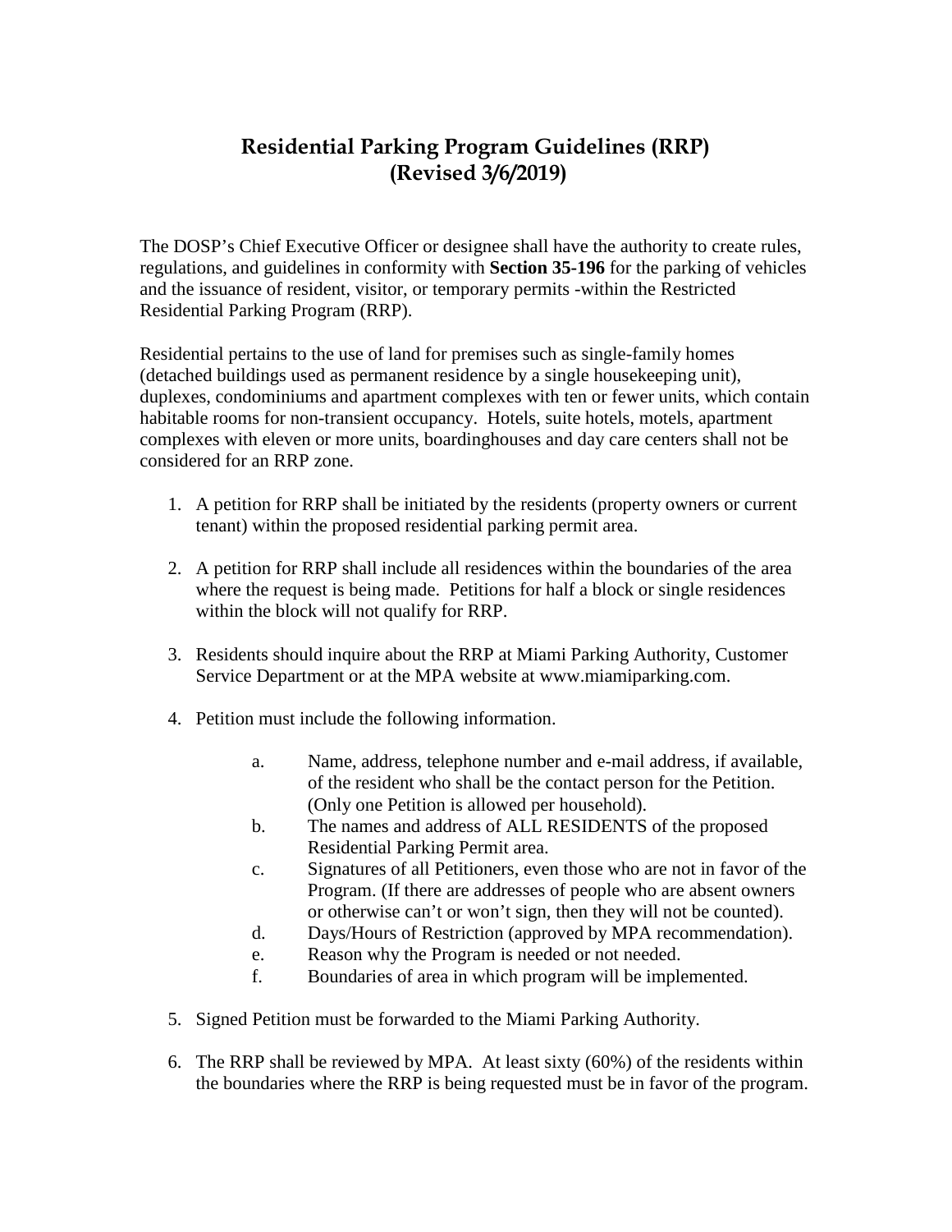# Residential Parking Program Guidelines (RRP)
# (Revised 3/6/2019)

The DOSP's Chief Executive Officer or designee shall have the authority to create rules, regulations, and guidelines in conformity with **Section 35-196** for the parking of vehicles and the issuance of resident, visitor, or temporary permits -within the Restricted Residential Parking Program (RRP).

Residential pertains to the use of land for premises such as single-family homes (detached buildings used as permanent residence by a single housekeeping unit), duplexes, condominiums and apartment complexes with ten or fewer units, which contain habitable rooms for non-transient occupancy. Hotels, suite hotels, motels, apartment complexes with eleven or more units, boardinghouses and day care centers shall not be considered for an RRP zone.

1. A petition for RRP shall be initiated by the residents (property owners or current tenant) within the proposed residential parking permit area.

2. A petition for RRP shall include all residences within the boundaries of the area where the request is being made. Petitions for half a block or single residences within the block will not qualify for RRP.

3. Residents should inquire about the RRP at Miami Parking Authority, Customer Service Department or at the MPA website at www.miamiparking.com.

4. Petition must include the following information.

   a. Name, address, telephone number and e-mail address, if available, of the resident who shall be the contact person for the Petition. (Only one Petition is allowed per household).
   b. The names and address of ALL RESIDENTS of the proposed Residential Parking Permit area.
   c. Signatures of all Petitioners, even those who are not in favor of the Program. (If there are addresses of people who are absent owners or otherwise can't or won't sign, then they will not be counted).
   d. Days/Hours of Restriction (approved by MPA recommendation).
   e. Reason why the Program is needed or not needed.
   f. Boundaries of area in which program will be implemented.

5. Signed Petition must be forwarded to the Miami Parking Authority.

6. The RRP shall be reviewed by MPA. At least sixty (60%) of the residents within the boundaries where the RRP is being requested must be in favor of the program.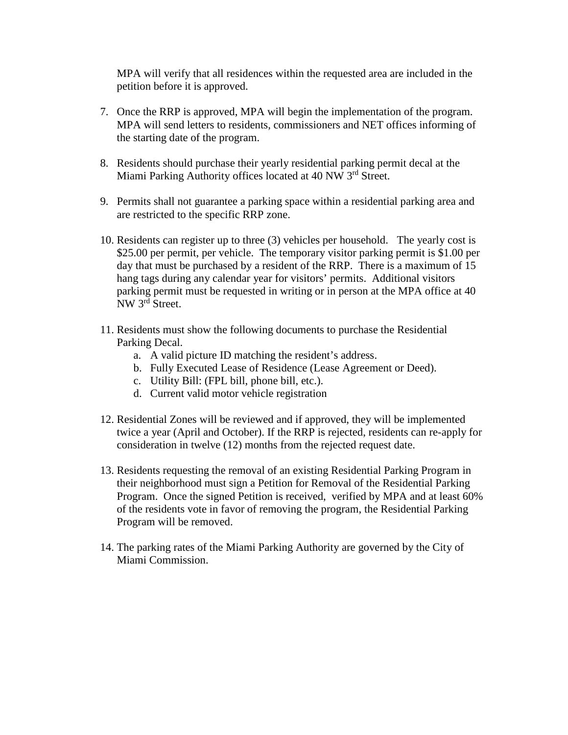MPA will verify that all residences within the requested area are included in the petition before it is approved.

7. Once the RRP is approved, MPA will begin the implementation of the program. MPA will send letters to residents, commissioners and NET offices informing of the starting date of the program.

8. Residents should purchase their yearly residential parking permit decal at the Miami Parking Authority offices located at 40 NW 3rd Street.

9. Permits shall not guarantee a parking space within a residential parking area and are restricted to the specific RRP zone.

10. Residents can register up to three (3) vehicles per household. The yearly cost is $25.00 per permit, per vehicle. The temporary visitor parking permit is $1.00 per day that must be purchased by a resident of the RRP. There is a maximum of 15 hang tags during any calendar year for visitors' permits. Additional visitors parking permit must be requested in writing or in person at the MPA office at 40 NW 3rd Street.

11. Residents must show the following documents to purchase the Residential Parking Decal.
    a. A valid picture ID matching the resident's address.
    b. Fully Executed Lease of Residence (Lease Agreement or Deed).
    c. Utility Bill: (FPL bill, phone bill, etc.).
    d. Current valid motor vehicle registration

12. Residential Zones will be reviewed and if approved, they will be implemented twice a year (April and October). If the RRP is rejected, residents can re-apply for consideration in twelve (12) months from the rejected request date.

13. Residents requesting the removal of an existing Residential Parking Program in their neighborhood must sign a Petition for Removal of the Residential Parking Program. Once the signed Petition is received, verified by MPA and at least 60% of the residents vote in favor of removing the program, the Residential Parking Program will be removed.

14. The parking rates of the Miami Parking Authority are governed by the City of Miami Commission.